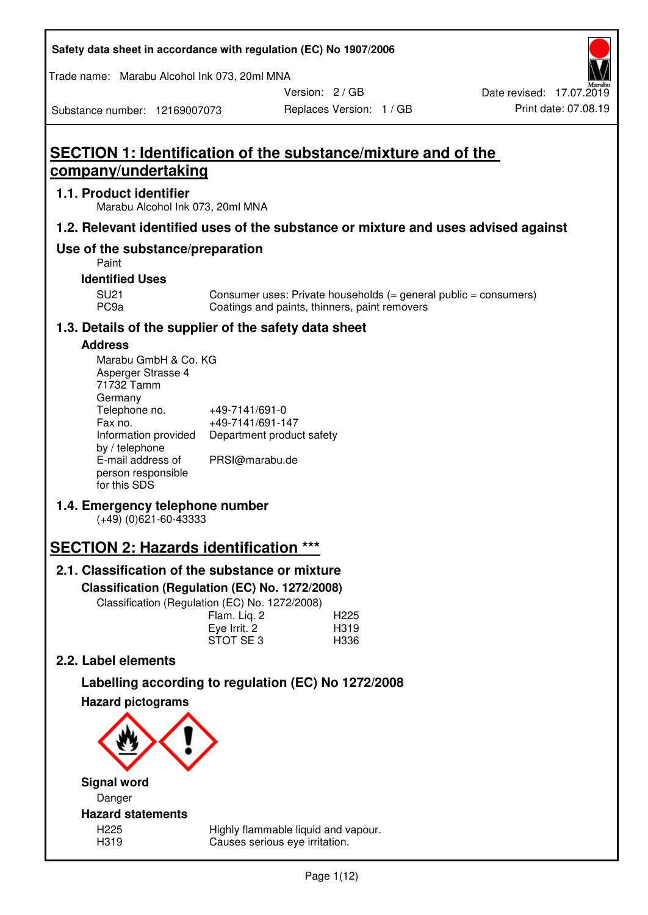# SECTION 1: Identification of the substance/mixture and of the company/undertaking

## 1.1. Product identifier

Marabu Alcohol Ink 073, 20ml MNA

## 1.2. Relevant identified uses of the substance or mixture and uses advised against

## Use of the substance/preparation

Paint

### Identified Uses

| | |
|---|---|
| SU21 | Consumer uses: Private households (= general public = consumers) |
| PC9a | Coatings and paints, thinners, paint removers |

## 1.3. Details of the supplier of the safety data sheet

### Address

Marabu GmbH & Co. KG
Asperger Strasse 4
71732 Tamm
Germany

| | |
|---|---|
| Telephone no. | +49-7141/691-0 |
| Fax no. | +49-7141/691-147 |
| Information provided by / telephone | Department product safety |
| E-mail address of person responsible for this SDS | PRSI@marabu.de |

## 1.4. Emergency telephone number

(+49) (0)621-60-43333

# SECTION 2: Hazards identification ***

## 2.1. Classification of the substance or mixture

### Classification (Regulation (EC) No. 1272/2008)

Classification (Regulation (EC) No. 1272/2008)

| | |
|---|---|
| Flam. Liq. 2 | H225 |
| Eye Irrit. 2 | H319 |
| STOT SE 3 | H336 |

## 2.2. Label elements

### Labelling according to regulation (EC) No 1272/2008

### Hazard pictograms

### Signal word

Danger

### Hazard statements

| | |
|---|---|
| H225 | Highly flammable liquid and vapour. |
| H319 | Causes serious eye irritation. |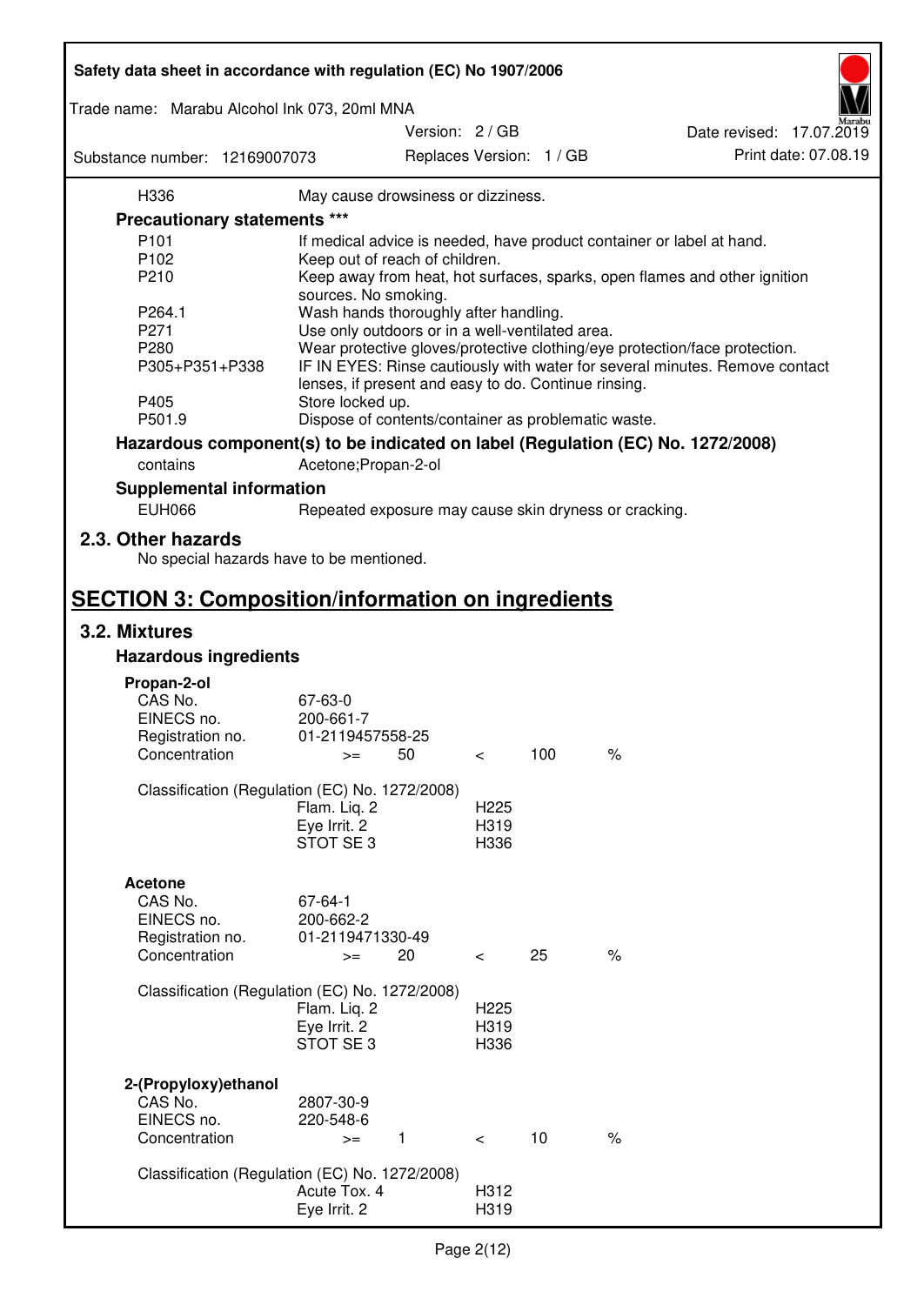| | |
|---|---|
| H336 | May cause drowsiness or dizziness. |

**Precautionary statements \*\*\***

| | |
|---|---|
| P101 | If medical advice is needed, have product container or label at hand. |
| P102 | Keep out of reach of children. |
| P210 | Keep away from heat, hot surfaces, sparks, open flames and other ignition sources. No smoking. |
| P264.1 | Wash hands thoroughly after handling. |
| P271 | Use only outdoors or in a well-ventilated area. |
| P280 | Wear protective gloves/protective clothing/eye protection/face protection. |
| P305+P351+P338 | IF IN EYES: Rinse cautiously with water for several minutes. Remove contact lenses, if present and easy to do. Continue rinsing. |
| P405 | Store locked up. |
| P501.9 | Dispose of contents/container as problematic waste. |

**Hazardous component(s) to be indicated on label (Regulation (EC) No. 1272/2008)**

| | |
|---|---|
| contains | Acetone;Propan-2-ol |

**Supplemental information**

| | |
|---|---|
| EUH066 | Repeated exposure may cause skin dryness or cracking. |

## 2.3. Other hazards

No special hazards have to be mentioned.

# SECTION 3: Composition/information on ingredients

## 3.2. Mixtures

### Hazardous ingredients

**Propan-2-ol**

| | | | | | |
|---|---|---|---|---|---|
| CAS No. | 67-63-0 | | | | |
| EINECS no. | 200-661-7 | | | | |
| Registration no. | 01-2119457558-25 | | | | |
| Concentration | >= | 50 | < | 100 | % |

Classification (Regulation (EC) No. 1272/2008)

| | |
|---|---|
| Flam. Liq. 2 | H225 |
| Eye Irrit. 2 | H319 |
| STOT SE 3 | H336 |

**Acetone**

| | | | | | |
|---|---|---|---|---|---|
| CAS No. | 67-64-1 | | | | |
| EINECS no. | 200-662-2 | | | | |
| Registration no. | 01-2119471330-49 | | | | |
| Concentration | >= | 20 | < | 25 | % |

Classification (Regulation (EC) No. 1272/2008)

| | |
|---|---|
| Flam. Liq. 2 | H225 |
| Eye Irrit. 2 | H319 |
| STOT SE 3 | H336 |

**2-(Propyloxy)ethanol**

| | | | | | |
|---|---|---|---|---|---|
| CAS No. | 2807-30-9 | | | | |
| EINECS no. | 220-548-6 | | | | |
| Concentration | >= | 1 | < | 10 | % |

Classification (Regulation (EC) No. 1272/2008)

| | |
|---|---|
| Acute Tox. 4 | H312 |
| Eye Irrit. 2 | H319 |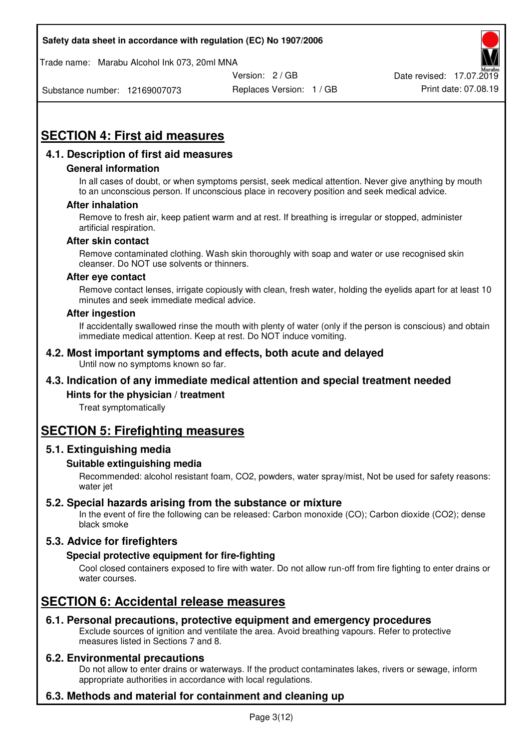# SECTION 4: First aid measures

## 4.1. Description of first aid measures

### General information

In all cases of doubt, or when symptoms persist, seek medical attention. Never give anything by mouth to an unconscious person. If unconscious place in recovery position and seek medical advice.

### After inhalation

Remove to fresh air, keep patient warm and at rest. If breathing is irregular or stopped, administer artificial respiration.

### After skin contact

Remove contaminated clothing. Wash skin thoroughly with soap and water or use recognised skin cleanser. Do NOT use solvents or thinners.

### After eye contact

Remove contact lenses, irrigate copiously with clean, fresh water, holding the eyelids apart for at least 10 minutes and seek immediate medical advice.

### After ingestion

If accidentally swallowed rinse the mouth with plenty of water (only if the person is conscious) and obtain immediate medical attention. Keep at rest. Do NOT induce vomiting.

## 4.2. Most important symptoms and effects, both acute and delayed

Until now no symptoms known so far.

## 4.3. Indication of any immediate medical attention and special treatment needed

### Hints for the physician / treatment

Treat symptomatically

# SECTION 5: Firefighting measures

## 5.1. Extinguishing media

### Suitable extinguishing media

Recommended: alcohol resistant foam, $CO_2$, powders, water spray/mist, Not be used for safety reasons: water jet

## 5.2. Special hazards arising from the substance or mixture

In the event of fire the following can be released: Carbon monoxide (CO); Carbon dioxide ($CO_2$); dense black smoke

## 5.3. Advice for firefighters

### Special protective equipment for fire-fighting

Cool closed containers exposed to fire with water. Do not allow run-off from fire fighting to enter drains or water courses.

# SECTION 6: Accidental release measures

## 6.1. Personal precautions, protective equipment and emergency procedures

Exclude sources of ignition and ventilate the area. Avoid breathing vapours. Refer to protective measures listed in Sections 7 and 8.

## 6.2. Environmental precautions

Do not allow to enter drains or waterways. If the product contaminates lakes, rivers or sewage, inform appropriate authorities in accordance with local regulations.

## 6.3. Methods and material for containment and cleaning up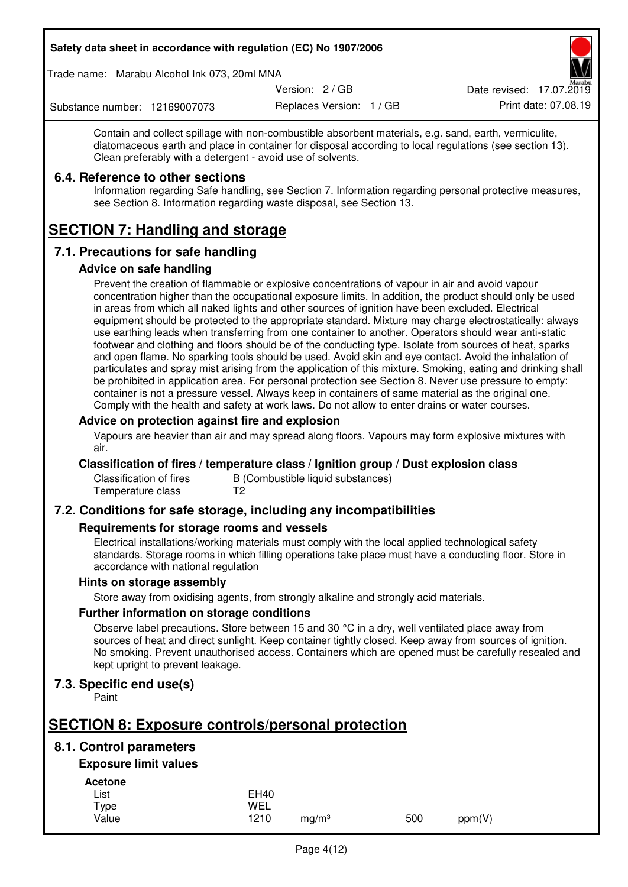Contain and collect spillage with non-combustible absorbent materials, e.g. sand, earth, vermiculite, diatomaceous earth and place in container for disposal according to local regulations (see section 13). Clean preferably with a detergent - avoid use of solvents.

### 6.4. Reference to other sections

Information regarding Safe handling, see Section 7. Information regarding personal protective measures, see Section 8. Information regarding waste disposal, see Section 13.

# SECTION 7: Handling and storage

## 7.1. Precautions for safe handling

### Advice on safe handling

Prevent the creation of flammable or explosive concentrations of vapour in air and avoid vapour concentration higher than the occupational exposure limits. In addition, the product should only be used in areas from which all naked lights and other sources of ignition have been excluded. Electrical equipment should be protected to the appropriate standard. Mixture may charge electrostatically: always use earthing leads when transferring from one container to another. Operators should wear anti-static footwear and clothing and floors should be of the conducting type. Isolate from sources of heat, sparks and open flame. No sparking tools should be used. Avoid skin and eye contact. Avoid the inhalation of particulates and spray mist arising from the application of this mixture. Smoking, eating and drinking shall be prohibited in application area. For personal protection see Section 8. Never use pressure to empty: container is not a pressure vessel. Always keep in containers of same material as the original one. Comply with the health and safety at work laws. Do not allow to enter drains or water courses.

### Advice on protection against fire and explosion

Vapours are heavier than air and may spread along floors. Vapours may form explosive mixtures with air.

### Classification of fires / temperature class / Ignition group / Dust explosion class

| | |
|---|---|
| Classification of fires | B (Combustible liquid substances) |
| Temperature class | T2 |

## 7.2. Conditions for safe storage, including any incompatibilities

### Requirements for storage rooms and vessels

Electrical installations/working materials must comply with the local applied technological safety standards. Storage rooms in which filling operations take place must have a conducting floor. Store in accordance with national regulation

### Hints on storage assembly

Store away from oxidising agents, from strongly alkaline and strongly acid materials.

### Further information on storage conditions

Observe label precautions. Store between 15 and 30 °C in a dry, well ventilated place away from sources of heat and direct sunlight. Keep container tightly closed. Keep away from sources of ignition. No smoking. Prevent unauthorised access. Containers which are opened must be carefully resealed and kept upright to prevent leakage.

## 7.3. Specific end use(s)

Paint

# SECTION 8: Exposure controls/personal protection

## 8.1. Control parameters

### Exposure limit values

**Acetone**

| | | | | |
|---|---|---|---|---|
| List | EH40 | | | |
| Type | WEL | | | |
| Value | 1210 | mg/m³ | 500 | ppm(V) |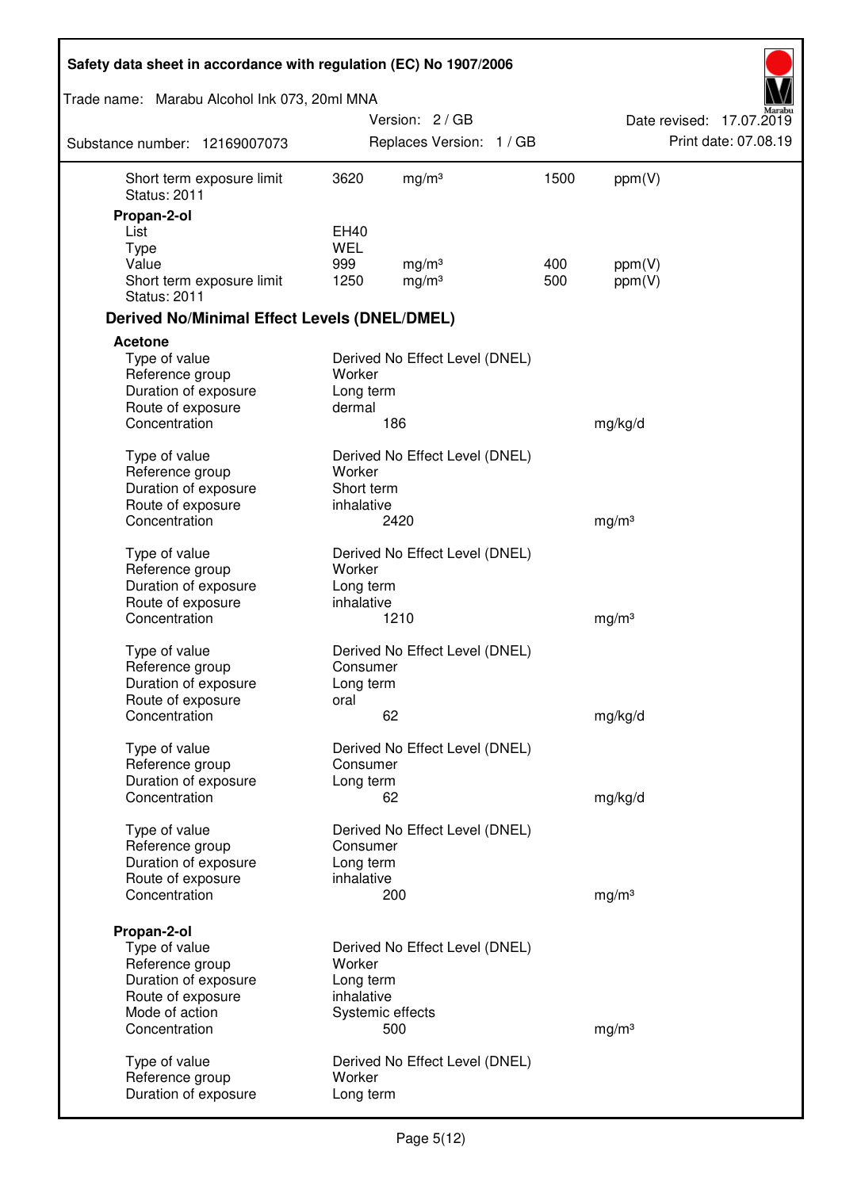| | | | | |
|---|---|---|---|---|
| Short term exposure limit | 3620 | mg/m³ | 1500 | ppm(V) |
| Status: 2011 | | | | |

**Propan-2-ol**

| | | | | |
|---|---|---|---|---|
| List | EH40 | | | |
| Type | WEL | | | |
| Value | 999 | mg/m³ | 400 | ppm(V) |
| Short term exposure limit | 1250 | mg/m³ | 500 | ppm(V) |
| Status: 2011 | | | | |

## Derived No/Minimal Effect Levels (DNEL/DMEL)

**Acetone**

| | | |
|---|---|---|
| Type of value | Derived No Effect Level (DNEL) | |
| Reference group | Worker | |
| Duration of exposure | Long term | |
| Route of exposure | dermal | |
| Concentration | 186 | mg/kg/d |

| | | |
|---|---|---|
| Type of value | Derived No Effect Level (DNEL) | |
| Reference group | Worker | |
| Duration of exposure | Short term | |
| Route of exposure | inhalative | |
| Concentration | 2420 | mg/m³ |

| | | |
|---|---|---|
| Type of value | Derived No Effect Level (DNEL) | |
| Reference group | Worker | |
| Duration of exposure | Long term | |
| Route of exposure | inhalative | |
| Concentration | 1210 | mg/m³ |

| | | |
|---|---|---|
| Type of value | Derived No Effect Level (DNEL) | |
| Reference group | Consumer | |
| Duration of exposure | Long term | |
| Route of exposure | oral | |
| Concentration | 62 | mg/kg/d |

| | | |
|---|---|---|
| Type of value | Derived No Effect Level (DNEL) | |
| Reference group | Consumer | |
| Duration of exposure | Long term | |
| Concentration | 62 | mg/kg/d |

| | | |
|---|---|---|
| Type of value | Derived No Effect Level (DNEL) | |
| Reference group | Consumer | |
| Duration of exposure | Long term | |
| Route of exposure | inhalative | |
| Concentration | 200 | mg/m³ |

**Propan-2-ol**

| | | |
|---|---|---|
| Type of value | Derived No Effect Level (DNEL) | |
| Reference group | Worker | |
| Duration of exposure | Long term | |
| Route of exposure | inhalative | |
| Mode of action | Systemic effects | |
| Concentration | 500 | mg/m³ |

| | |
|---|---|
| Type of value | Derived No Effect Level (DNEL) |
| Reference group | Worker |
| Duration of exposure | Long term |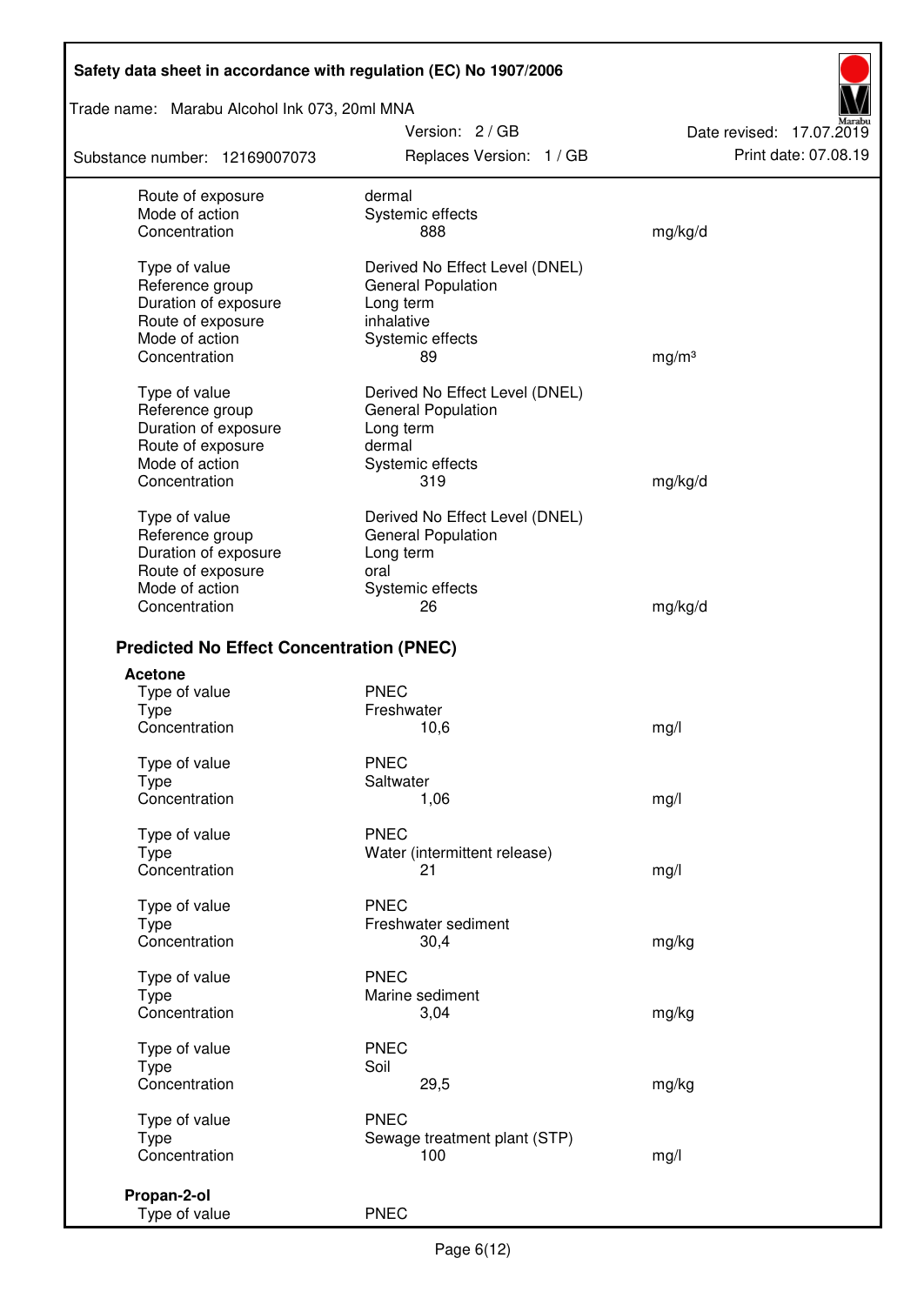| | | |
|---|---|---|
| Route of exposure | dermal | |
| Mode of action | Systemic effects | |
| Concentration | 888 | mg/kg/d |
| | | |
| Type of value | Derived No Effect Level (DNEL) | |
| Reference group | General Population | |
| Duration of exposure | Long term | |
| Route of exposure | inhalative | |
| Mode of action | Systemic effects | |
| Concentration | 89 | mg/m³ |
| | | |
| Type of value | Derived No Effect Level (DNEL) | |
| Reference group | General Population | |
| Duration of exposure | Long term | |
| Route of exposure | dermal | |
| Mode of action | Systemic effects | |
| Concentration | 319 | mg/kg/d |
| | | |
| Type of value | Derived No Effect Level (DNEL) | |
| Reference group | General Population | |
| Duration of exposure | Long term | |
| Route of exposure | oral | |
| Mode of action | Systemic effects | |
| Concentration | 26 | mg/kg/d |

## Predicted No Effect Concentration (PNEC)

**Acetone**

| | | |
|---|---|---|
| Type of value | PNEC | |
| Type | Freshwater | |
| Concentration | 10,6 | mg/l |
| | | |
| Type of value | PNEC | |
| Type | Saltwater | |
| Concentration | 1,06 | mg/l |
| | | |
| Type of value | PNEC | |
| Type | Water (intermittent release) | |
| Concentration | 21 | mg/l |
| | | |
| Type of value | PNEC | |
| Type | Freshwater sediment | |
| Concentration | 30,4 | mg/kg |
| | | |
| Type of value | PNEC | |
| Type | Marine sediment | |
| Concentration | 3,04 | mg/kg |
| | | |
| Type of value | PNEC | |
| Type | Soil | |
| Concentration | 29,5 | mg/kg |
| | | |
| Type of value | PNEC | |
| Type | Sewage treatment plant (STP) | |
| Concentration | 100 | mg/l |

**Propan-2-ol**

| | |
|---|---|
| Type of value | PNEC |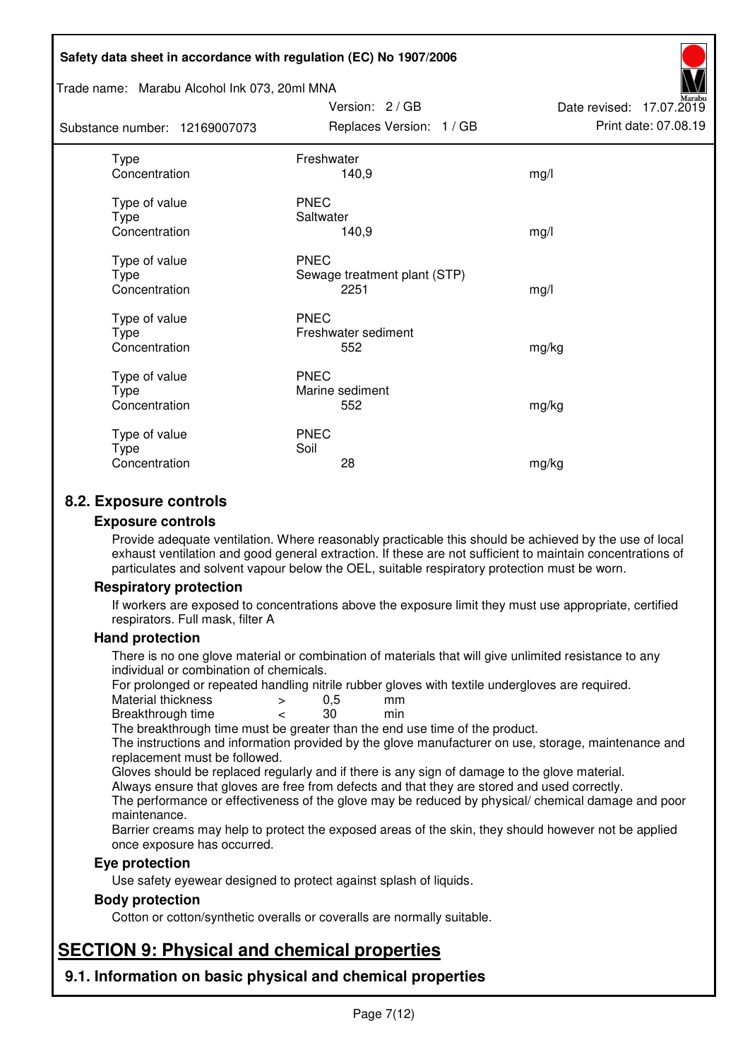| | | |
|---|---|---|
| Type | Freshwater | |
| Concentration | 140,9 | mg/l |
| | | |
| Type of value | PNEC | |
| Type | Saltwater | |
| Concentration | 140,9 | mg/l |
| | | |
| Type of value | PNEC | |
| Type | Sewage treatment plant (STP) | |
| Concentration | 2251 | mg/l |
| | | |
| Type of value | PNEC | |
| Type | Freshwater sediment | |
| Concentration | 552 | mg/kg |
| | | |
| Type of value | PNEC | |
| Type | Marine sediment | |
| Concentration | 552 | mg/kg |
| | | |
| Type of value | PNEC | |
| Type | Soil | |
| Concentration | 28 | mg/kg |

## 8.2. Exposure controls

### Exposure controls

Provide adequate ventilation. Where reasonably practicable this should be achieved by the use of local exhaust ventilation and good general extraction. If these are not sufficient to maintain concentrations of particulates and solvent vapour below the OEL, suitable respiratory protection must be worn.

### Respiratory protection

If workers are exposed to concentrations above the exposure limit they must use appropriate, certified respirators. Full mask, filter A

### Hand protection

There is no one glove material or combination of materials that will give unlimited resistance to any individual or combination of chemicals.

For prolonged or repeated handling nitrile rubber gloves with textile undergloves are required.

| | | | |
|---|---|---|---|
| Material thickness | > | 0,5 | mm |
| Breakthrough time | < | 30 | min |

The breakthrough time must be greater than the end use time of the product.

The instructions and information provided by the glove manufacturer on use, storage, maintenance and replacement must be followed.

Gloves should be replaced regularly and if there is any sign of damage to the glove material.

Always ensure that gloves are free from defects and that they are stored and used correctly.

The performance or effectiveness of the glove may be reduced by physical/ chemical damage and poor maintenance.

Barrier creams may help to protect the exposed areas of the skin, they should however not be applied once exposure has occurred.

### Eye protection

Use safety eyewear designed to protect against splash of liquids.

### Body protection

Cotton or cotton/synthetic overalls or coveralls are normally suitable.

# SECTION 9: Physical and chemical properties

## 9.1. Information on basic physical and chemical properties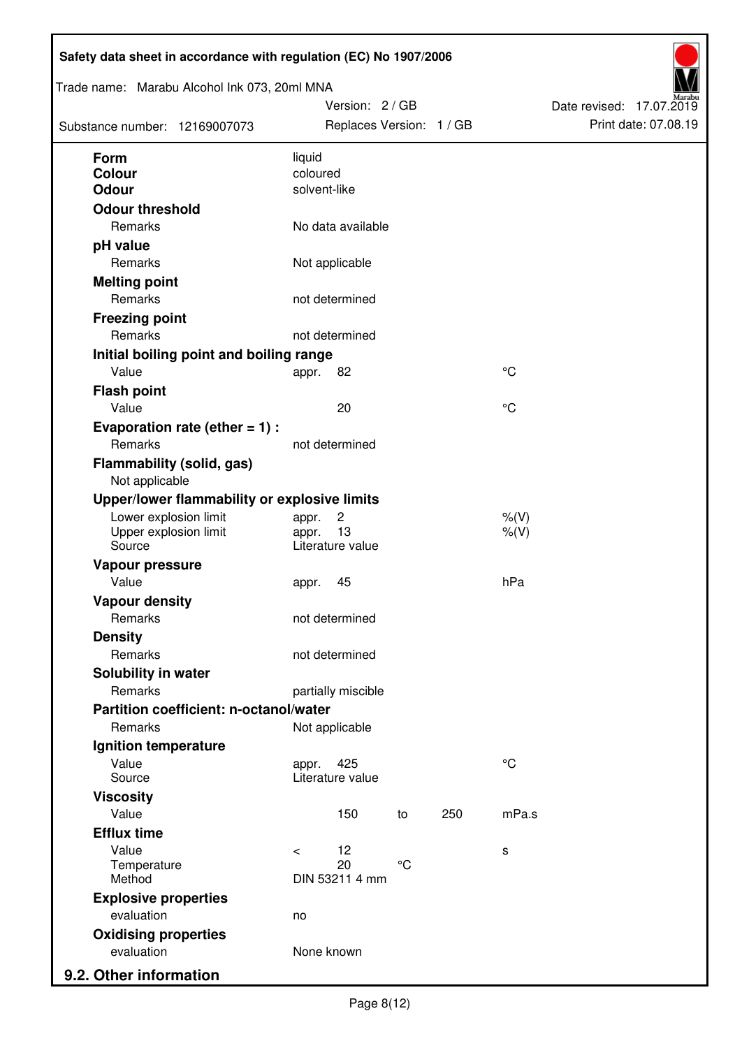| | | | | | |
|---|---|---|---|---|---|
| **Form** | liquid | | | | |
| **Colour** | coloured | | | | |
| **Odour** | solvent-like | | | | |
| **Odour threshold** | | | | | |
| Remarks | No data available | | | | |
| **pH value** | | | | | |
| Remarks | Not applicable | | | | |
| **Melting point** | | | | | |
| Remarks | not determined | | | | |
| **Freezing point** | | | | | |
| Remarks | not determined | | | | |
| **Initial boiling point and boiling range** | | | | | |
| Value | appr. | 82 | | | °C |
| **Flash point** | | | | | |
| Value | | 20 | | | °C |
| **Evaporation rate (ether = 1) :** | | | | | |
| Remarks | not determined | | | | |
| **Flammability (solid, gas)** | | | | | |
| Not applicable | | | | | |
| **Upper/lower flammability or explosive limits** | | | | | |
| Lower explosion limit | appr. | 2 | | | %(V) |
| Upper explosion limit | appr. | 13 | | | %(V) |
| Source | Literature value | | | | |
| **Vapour pressure** | | | | | |
| Value | appr. | 45 | | | hPa |
| **Vapour density** | | | | | |
| Remarks | not determined | | | | |
| **Density** | | | | | |
| Remarks | not determined | | | | |
| **Solubility in water** | | | | | |
| Remarks | partially miscible | | | | |
| **Partition coefficient: n-octanol/water** | | | | | |
| Remarks | Not applicable | | | | |
| **Ignition temperature** | | | | | |
| Value | appr. | 425 | | | °C |
| Source | Literature value | | | | |
| **Viscosity** | | | | | |
| Value | | 150 | to | 250 | mPa.s |
| **Efflux time** | | | | | |
| Value | < | 12 | | | s |
| Temperature | | 20 | °C | | |
| Method | DIN 53211 4 mm | | | | |
| **Explosive properties** | | | | | |
| evaluation | no | | | | |
| **Oxidising properties** | | | | | |
| evaluation | None known | | | | |

## 9.2. Other information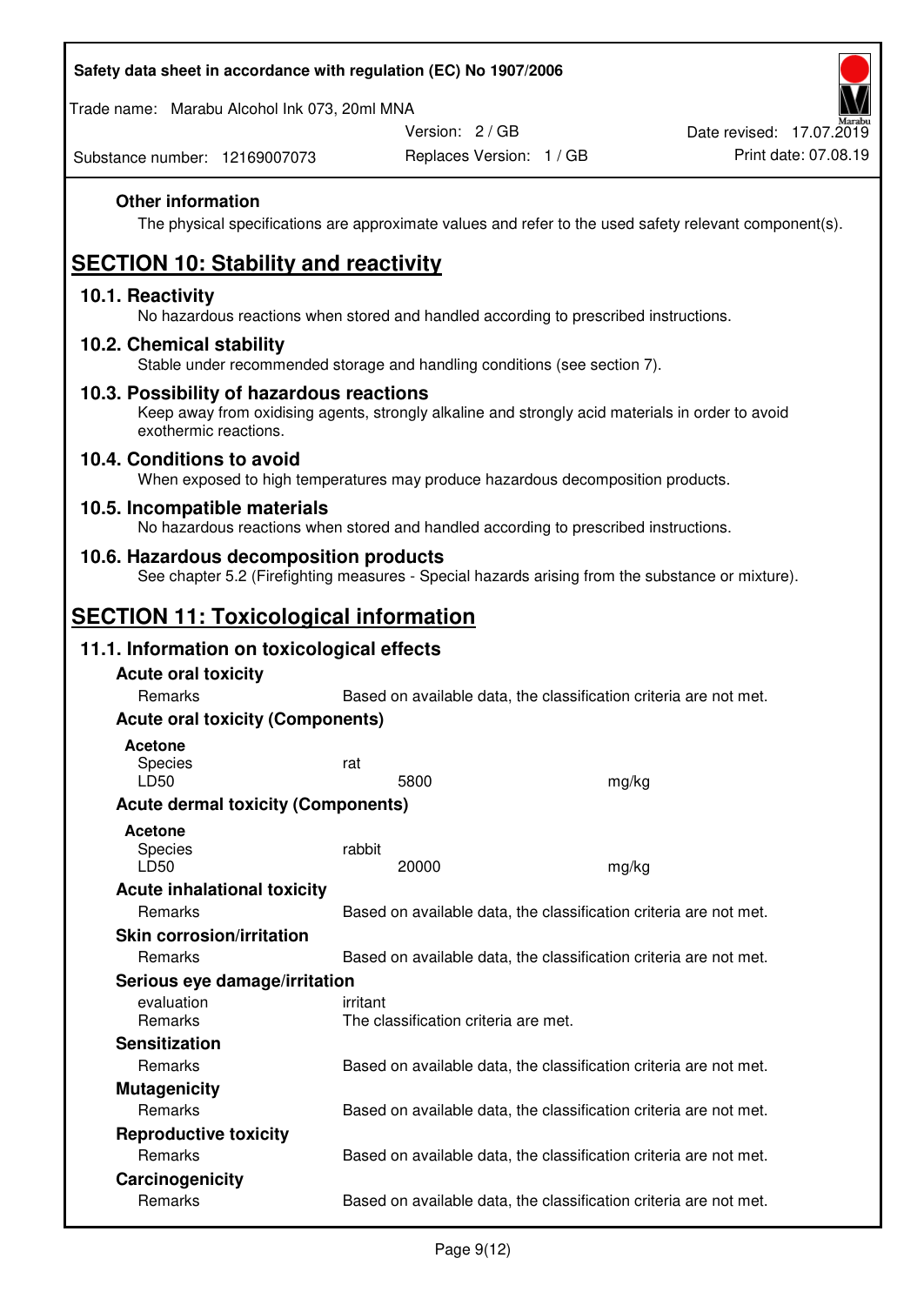### Other information

The physical specifications are approximate values and refer to the used safety relevant component(s).

## SECTION 10: Stability and reactivity

### 10.1. Reactivity

No hazardous reactions when stored and handled according to prescribed instructions.

### 10.2. Chemical stability

Stable under recommended storage and handling conditions (see section 7).

### 10.3. Possibility of hazardous reactions

Keep away from oxidising agents, strongly alkaline and strongly acid materials in order to avoid exothermic reactions.

### 10.4. Conditions to avoid

When exposed to high temperatures may produce hazardous decomposition products.

### 10.5. Incompatible materials

No hazardous reactions when stored and handled according to prescribed instructions.

### 10.6. Hazardous decomposition products

See chapter 5.2 (Firefighting measures - Special hazards arising from the substance or mixture).

## SECTION 11: Toxicological information

### 11.1. Information on toxicological effects

**Acute oral toxicity**

| | |
|---|---|
| Remarks | Based on available data, the classification criteria are not met. |

**Acute oral toxicity (Components)**

**Acetone**

| | | |
|---|---|---|
| Species | rat | |
| LD50 | 5800 | mg/kg |

**Acute dermal toxicity (Components)**

**Acetone**

| | | |
|---|---|---|
| Species | rabbit | |
| LD50 | 20000 | mg/kg |

**Acute inhalational toxicity**

| | |
|---|---|
| Remarks | Based on available data, the classification criteria are not met. |

**Skin corrosion/irritation**

| | |
|---|---|
| Remarks | Based on available data, the classification criteria are not met. |

**Serious eye damage/irritation**

| | |
|---|---|
| evaluation | irritant |
| Remarks | The classification criteria are met. |

**Sensitization**

| | |
|---|---|
| Remarks | Based on available data, the classification criteria are not met. |

**Mutagenicity**

| | |
|---|---|
| Remarks | Based on available data, the classification criteria are not met. |

**Reproductive toxicity**

| | |
|---|---|
| Remarks | Based on available data, the classification criteria are not met. |

**Carcinogenicity**

| | |
|---|---|
| Remarks | Based on available data, the classification criteria are not met. |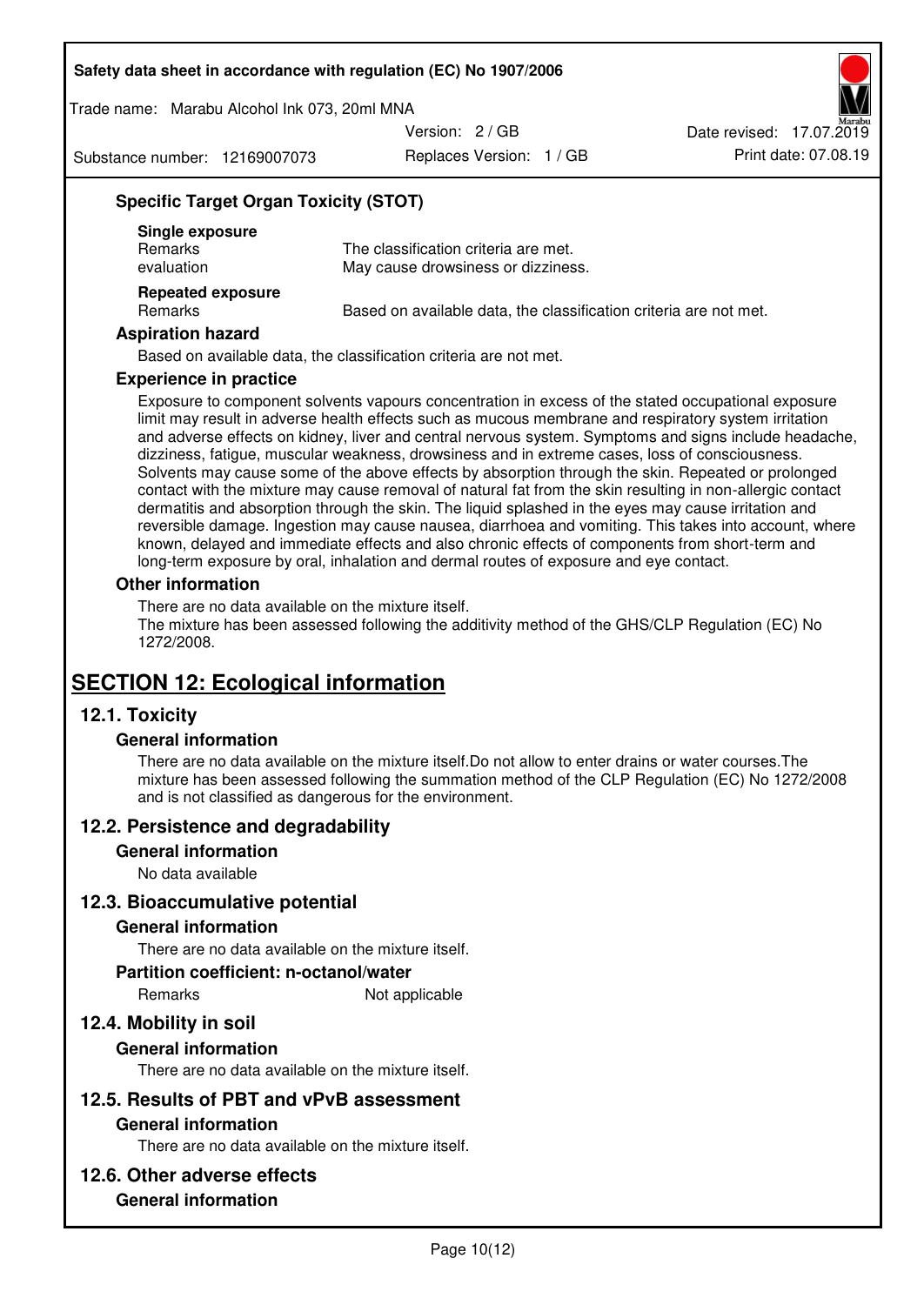### Specific Target Organ Toxicity (STOT)

**Single exposure**

| | |
|---|---|
| Remarks | The classification criteria are met. |
| evaluation | May cause drowsiness or dizziness. |

**Repeated exposure**

| | |
|---|---|
| Remarks | Based on available data, the classification criteria are not met. |

### Aspiration hazard

Based on available data, the classification criteria are not met.

### Experience in practice

Exposure to component solvents vapours concentration in excess of the stated occupational exposure limit may result in adverse health effects such as mucous membrane and respiratory system irritation and adverse effects on kidney, liver and central nervous system. Symptoms and signs include headache, dizziness, fatigue, muscular weakness, drowsiness and in extreme cases, loss of consciousness. Solvents may cause some of the above effects by absorption through the skin. Repeated or prolonged contact with the mixture may cause removal of natural fat from the skin resulting in non-allergic contact dermatitis and absorption through the skin. The liquid splashed in the eyes may cause irritation and reversible damage. Ingestion may cause nausea, diarrhoea and vomiting. This takes into account, where known, delayed and immediate effects and also chronic effects of components from short-term and long-term exposure by oral, inhalation and dermal routes of exposure and eye contact.

### Other information

There are no data available on the mixture itself.
The mixture has been assessed following the additivity method of the GHS/CLP Regulation (EC) No 1272/2008.

# SECTION 12: Ecological information

## 12.1. Toxicity

### General information

There are no data available on the mixture itself.Do not allow to enter drains or water courses.The mixture has been assessed following the summation method of the CLP Regulation (EC) No 1272/2008 and is not classified as dangerous for the environment.

## 12.2. Persistence and degradability

### General information

No data available

## 12.3. Bioaccumulative potential

### General information

There are no data available on the mixture itself.

### Partition coefficient: n-octanol/water

| | |
|---|---|
| Remarks | Not applicable |

## 12.4. Mobility in soil

### General information

There are no data available on the mixture itself.

## 12.5. Results of PBT and vPvB assessment

### General information

There are no data available on the mixture itself.

## 12.6. Other adverse effects

### General information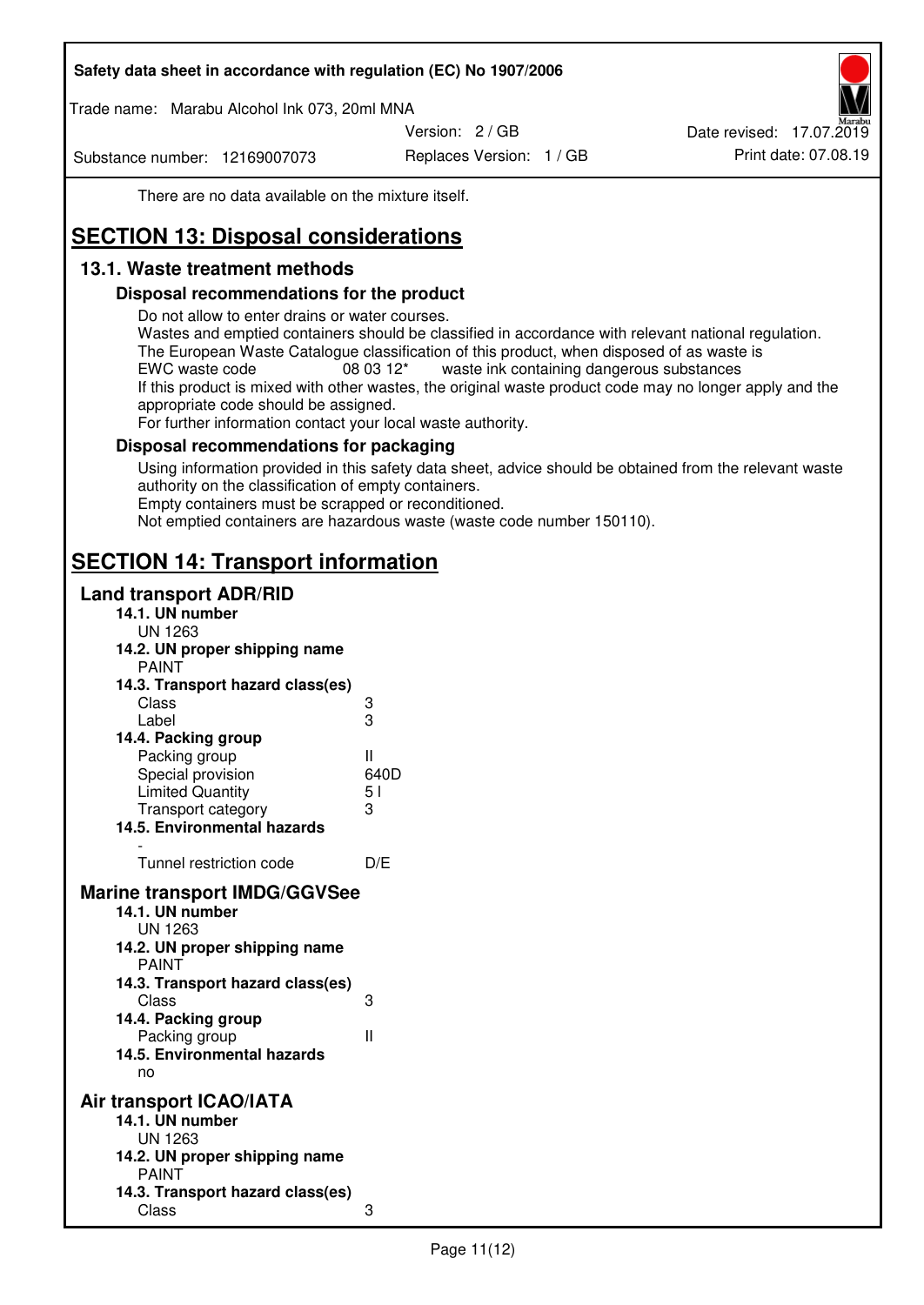There are no data available on the mixture itself.

# SECTION 13: Disposal considerations

## 13.1. Waste treatment methods

### Disposal recommendations for the product

Do not allow to enter drains or water courses.
Wastes and emptied containers should be classified in accordance with relevant national regulation.
The European Waste Catalogue classification of this product, when disposed of as waste is
EWC waste code 08 03 12* waste ink containing dangerous substances
If this product is mixed with other wastes, the original waste product code may no longer apply and the appropriate code should be assigned.
For further information contact your local waste authority.

### Disposal recommendations for packaging

Using information provided in this safety data sheet, advice should be obtained from the relevant waste authority on the classification of empty containers.
Empty containers must be scrapped or reconditioned.
Not emptied containers are hazardous waste (waste code number 150110).

# SECTION 14: Transport information

## Land transport ADR/RID

**14.1. UN number**
UN 1263

**14.2. UN proper shipping name**
PAINT

**14.3. Transport hazard class(es)**

| | |
|---|---|
| Class | 3 |
| Label | 3 |

**14.4. Packing group**

| | |
|---|---|
| Packing group | II |
| Special provision | 640D |
| Limited Quantity | 5 l |
| Transport category | 3 |

**14.5. Environmental hazards**
-

| | |
|---|---|
| Tunnel restriction code | D/E |

## Marine transport IMDG/GGVSee

**14.1. UN number**
UN 1263

**14.2. UN proper shipping name**
PAINT

**14.3. Transport hazard class(es)**

| | |
|---|---|
| Class | 3 |

**14.4. Packing group**

| | |
|---|---|
| Packing group | II |

**14.5. Environmental hazards**
no

## Air transport ICAO/IATA

**14.1. UN number**
UN 1263

**14.2. UN proper shipping name**
PAINT

**14.3. Transport hazard class(es)**

| | |
|---|---|
| Class | 3 |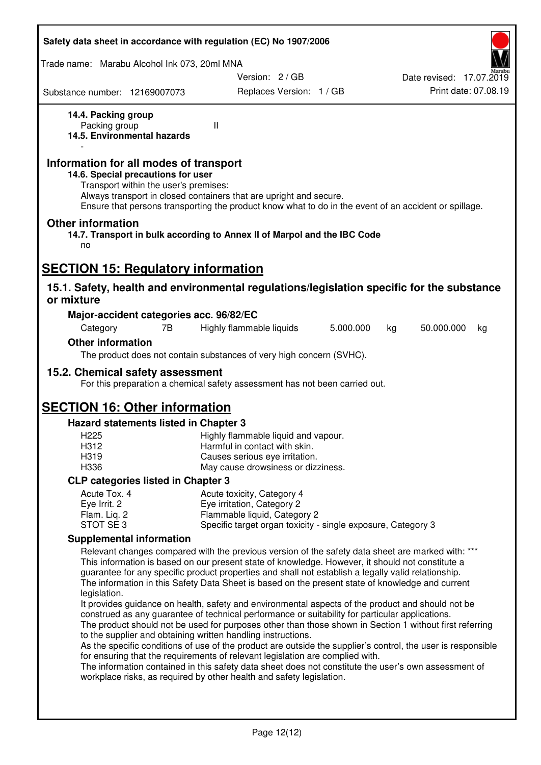**14.4. Packing group**

Packing group II

**14.5. Environmental hazards**

-

## Information for all modes of transport

**14.6. Special precautions for user**

Transport within the user's premises:
Always transport in closed containers that are upright and secure.
Ensure that persons transporting the product know what to do in the event of an accident or spillage.

## Other information

**14.7. Transport in bulk according to Annex II of Marpol and the IBC Code**

no

# SECTION 15: Regulatory information

## 15.1. Safety, health and environmental regulations/legislation specific for the substance or mixture

**Major-accident categories acc. 96/82/EC**

| | | | | | | |
|---|---|---|---|---|---|---|
| Category | 7B | Highly flammable liquids | 5.000.000 | kg | 50.000.000 | kg |

**Other information**

The product does not contain substances of very high concern (SVHC).

## 15.2. Chemical safety assessment

For this preparation a chemical safety assessment has not been carried out.

# SECTION 16: Other information

**Hazard statements listed in Chapter 3**

| | |
|---|---|
| H225 | Highly flammable liquid and vapour. |
| H312 | Harmful in contact with skin. |
| H319 | Causes serious eye irritation. |
| H336 | May cause drowsiness or dizziness. |

**CLP categories listed in Chapter 3**

| | |
|---|---|
| Acute Tox. 4 | Acute toxicity, Category 4 |
| Eye Irrit. 2 | Eye irritation, Category 2 |
| Flam. Liq. 2 | Flammable liquid, Category 2 |
| STOT SE 3 | Specific target organ toxicity - single exposure, Category 3 |

**Supplemental information**

Relevant changes compared with the previous version of the safety data sheet are marked with: ***
This information is based on our present state of knowledge. However, it should not constitute a guarantee for any specific product properties and shall not establish a legally valid relationship.
The information in this Safety Data Sheet is based on the present state of knowledge and current legislation.
It provides guidance on health, safety and environmental aspects of the product and should not be construed as any guarantee of technical performance or suitability for particular applications.
The product should not be used for purposes other than those shown in Section 1 without first referring to the supplier and obtaining written handling instructions.
As the specific conditions of use of the product are outside the supplier's control, the user is responsible for ensuring that the requirements of relevant legislation are complied with.
The information contained in this safety data sheet does not constitute the user's own assessment of workplace risks, as required by other health and safety legislation.